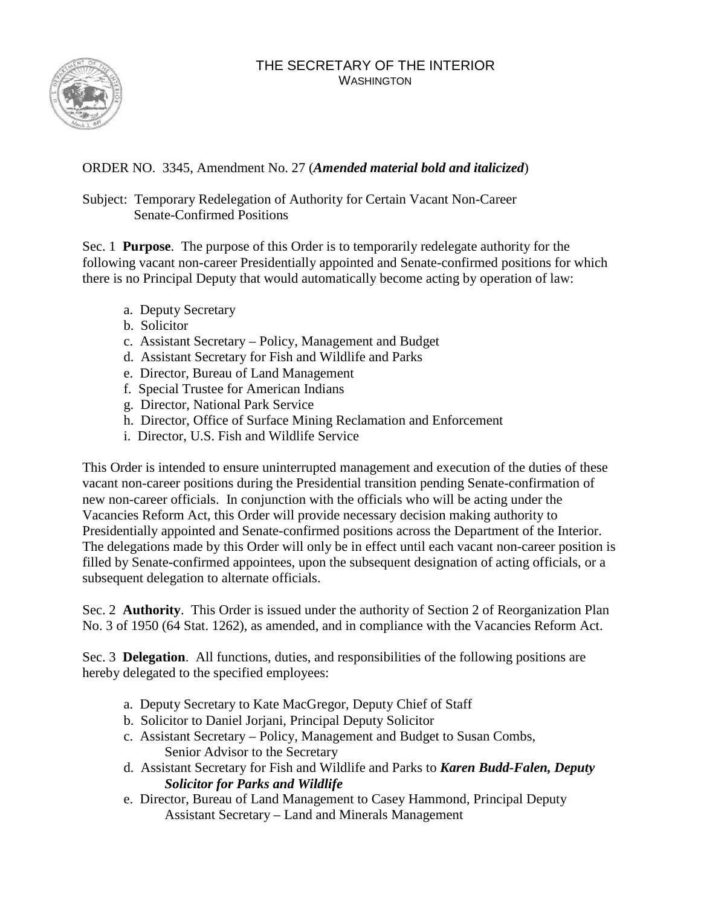# THE SECRETARY OF THE INTERIOR
WASHINGTON

ORDER NO. 3345, Amendment No. 27 (***Amended material bold and italicized***)

Subject: Temporary Redelegation of Authority for Certain Vacant Non-Career Senate-Confirmed Positions

Sec. 1 **Purpose**. The purpose of this Order is to temporarily redelegate authority for the following vacant non-career Presidentially appointed and Senate-confirmed positions for which there is no Principal Deputy that would automatically become acting by operation of law:

a. Deputy Secretary
b. Solicitor
c. Assistant Secretary – Policy, Management and Budget
d. Assistant Secretary for Fish and Wildlife and Parks
e. Director, Bureau of Land Management
f. Special Trustee for American Indians
g. Director, National Park Service
h. Director, Office of Surface Mining Reclamation and Enforcement
i. Director, U.S. Fish and Wildlife Service

This Order is intended to ensure uninterrupted management and execution of the duties of these vacant non-career positions during the Presidential transition pending Senate-confirmation of new non-career officials. In conjunction with the officials who will be acting under the Vacancies Reform Act, this Order will provide necessary decision making authority to Presidentially appointed and Senate-confirmed positions across the Department of the Interior. The delegations made by this Order will only be in effect until each vacant non-career position is filled by Senate-confirmed appointees, upon the subsequent designation of acting officials, or a subsequent delegation to alternate officials.

Sec. 2 **Authority**. This Order is issued under the authority of Section 2 of Reorganization Plan No. 3 of 1950 (64 Stat. 1262), as amended, and in compliance with the Vacancies Reform Act.

Sec. 3 **Delegation**. All functions, duties, and responsibilities of the following positions are hereby delegated to the specified employees:

a. Deputy Secretary to Kate MacGregor, Deputy Chief of Staff
b. Solicitor to Daniel Jorjani, Principal Deputy Solicitor
c. Assistant Secretary – Policy, Management and Budget to Susan Combs, Senior Advisor to the Secretary
d. Assistant Secretary for Fish and Wildlife and Parks to ***Karen Budd-Falen, Deputy Solicitor for Parks and Wildlife***
e. Director, Bureau of Land Management to Casey Hammond, Principal Deputy Assistant Secretary – Land and Minerals Management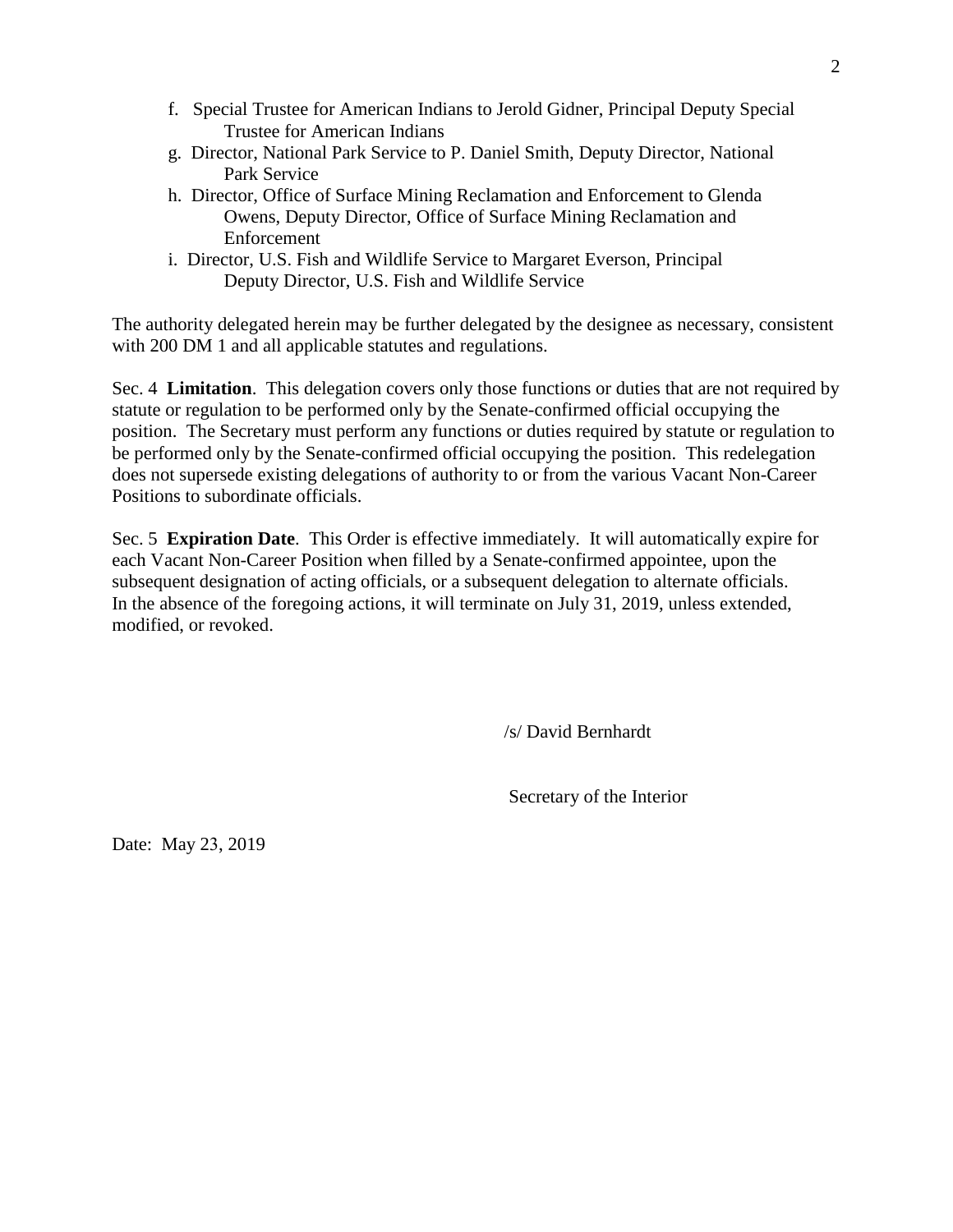f. Special Trustee for American Indians to Jerold Gidner, Principal Deputy Special Trustee for American Indians

g. Director, National Park Service to P. Daniel Smith, Deputy Director, National Park Service

h. Director, Office of Surface Mining Reclamation and Enforcement to Glenda Owens, Deputy Director, Office of Surface Mining Reclamation and Enforcement

i. Director, U.S. Fish and Wildlife Service to Margaret Everson, Principal Deputy Director, U.S. Fish and Wildlife Service

The authority delegated herein may be further delegated by the designee as necessary, consistent with 200 DM 1 and all applicable statutes and regulations.

Sec. 4 **Limitation**. This delegation covers only those functions or duties that are not required by statute or regulation to be performed only by the Senate-confirmed official occupying the position. The Secretary must perform any functions or duties required by statute or regulation to be performed only by the Senate-confirmed official occupying the position. This redelegation does not supersede existing delegations of authority to or from the various Vacant Non-Career Positions to subordinate officials.

Sec. 5 **Expiration Date**. This Order is effective immediately. It will automatically expire for each Vacant Non-Career Position when filled by a Senate-confirmed appointee, upon the subsequent designation of acting officials, or a subsequent delegation to alternate officials. In the absence of the foregoing actions, it will terminate on July 31, 2019, unless extended, modified, or revoked.

/s/ David Bernhardt

Secretary of the Interior

Date: May 23, 2019